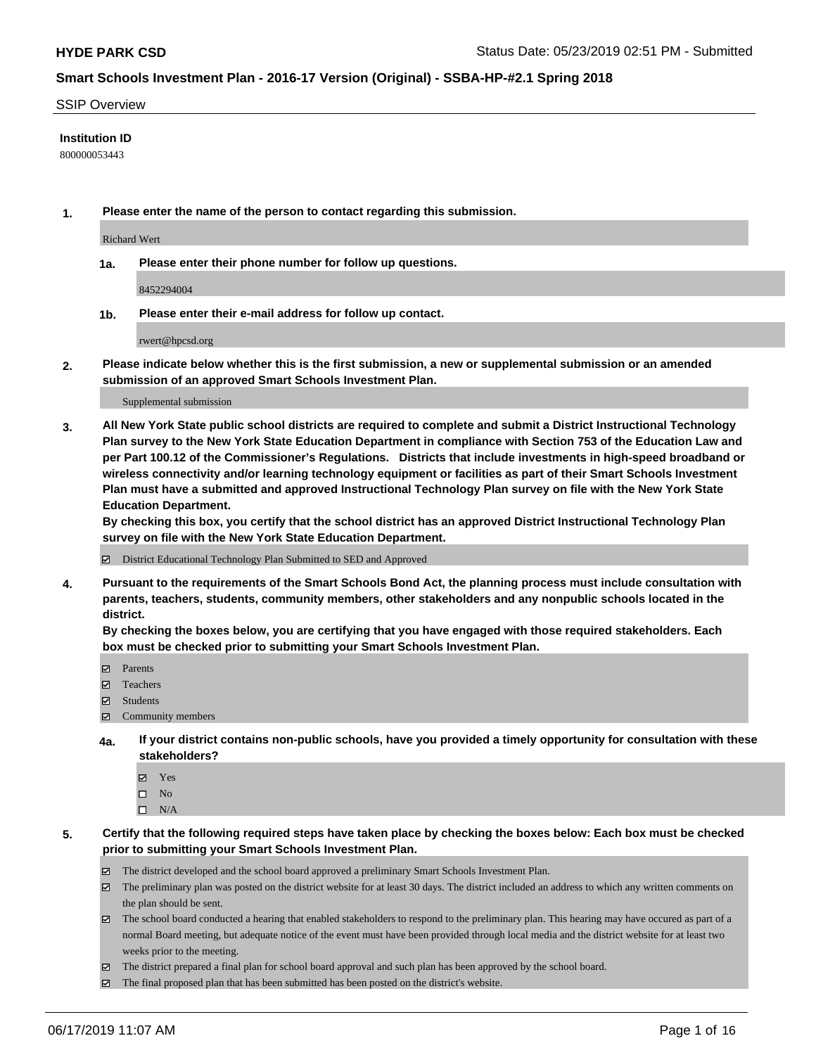## SSIP Overview

**Institution ID**

800000053443

**1. Please enter the name of the person to contact regarding this submission.**

Richard Wert

**1a. Please enter their phone number for follow up questions.**

8452294004

**1b. Please enter their e-mail address for follow up contact.**

rwert@hpcsd.org

**2. Please indicate below whether this is the first submission, a new or supplemental submission or an amended submission of an approved Smart Schools Investment Plan.**

Supplemental submission

**3. All New York State public school districts are required to complete and submit a District Instructional Technology Plan survey to the New York State Education Department in compliance with Section 753 of the Education Law and per Part 100.12 of the Commissioner's Regulations. Districts that include investments in high-speed broadband or wireless connectivity and/or learning technology equipment or facilities as part of their Smart Schools Investment Plan must have a submitted and approved Instructional Technology Plan survey on file with the New York State Education Department.**

**By checking this box, you certify that the school district has an approved District Instructional Technology Plan survey on file with the New York State Education Department.**

- [x] District Educational Technology Plan Submitted to SED and Approved

**4. Pursuant to the requirements of the Smart Schools Bond Act, the planning process must include consultation with parents, teachers, students, community members, other stakeholders and any nonpublic schools located in the district.**

**By checking the boxes below, you are certifying that you have engaged with those required stakeholders. Each box must be checked prior to submitting your Smart Schools Investment Plan.**

- [x] Parents
- [x] Teachers
- [x] Students
- [x] Community members

**4a. If your district contains non-public schools, have you provided a timely opportunity for consultation with these stakeholders?**

- [x] Yes
- [ ] No
- [ ] N/A

**5. Certify that the following required steps have taken place by checking the boxes below: Each box must be checked prior to submitting your Smart Schools Investment Plan.**

- [x] The district developed and the school board approved a preliminary Smart Schools Investment Plan.
- [x] The preliminary plan was posted on the district website for at least 30 days. The district included an address to which any written comments on the plan should be sent.
- [x] The school board conducted a hearing that enabled stakeholders to respond to the preliminary plan. This hearing may have occured as part of a normal Board meeting, but adequate notice of the event must have been provided through local media and the district website for at least two weeks prior to the meeting.
- [x] The district prepared a final plan for school board approval and such plan has been approved by the school board.
- [x] The final proposed plan that has been submitted has been posted on the district's website.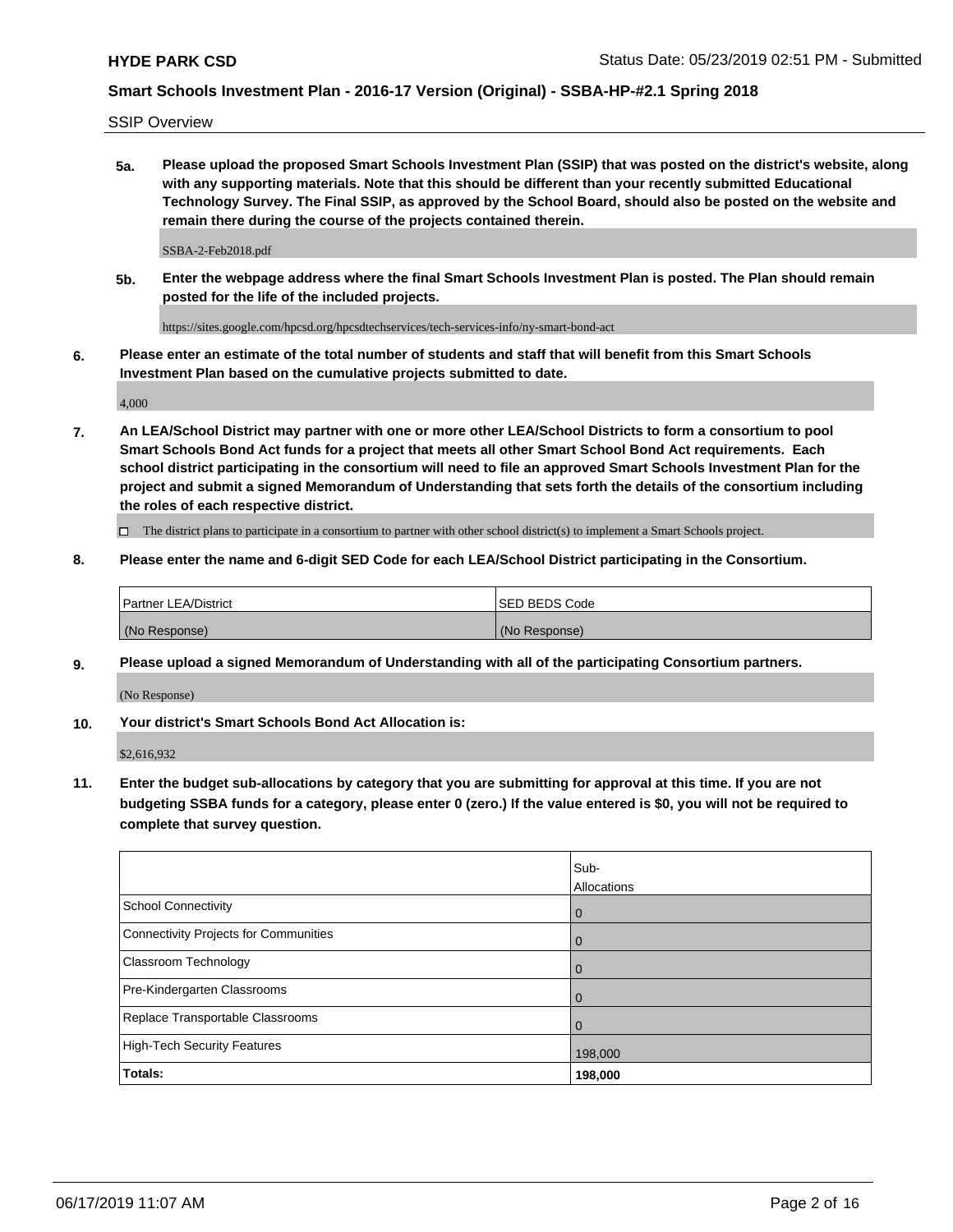SSIP Overview

**5a. Please upload the proposed Smart Schools Investment Plan (SSIP) that was posted on the district's website, along with any supporting materials. Note that this should be different than your recently submitted Educational Technology Survey. The Final SSIP, as approved by the School Board, should also be posted on the website and remain there during the course of the projects contained therein.**

SSBA-2-Feb2018.pdf

**5b. Enter the webpage address where the final Smart Schools Investment Plan is posted. The Plan should remain posted for the life of the included projects.**

https://sites.google.com/hpcsd.org/hpcsdtechservices/tech-services-info/ny-smart-bond-act

**6. Please enter an estimate of the total number of students and staff that will benefit from this Smart Schools Investment Plan based on the cumulative projects submitted to date.**

4,000

**7. An LEA/School District may partner with one or more other LEA/School Districts to form a consortium to pool Smart Schools Bond Act funds for a project that meets all other Smart School Bond Act requirements. Each school district participating in the consortium will need to file an approved Smart Schools Investment Plan for the project and submit a signed Memorandum of Understanding that sets forth the details of the consortium including the roles of each respective district.**

☐ The district plans to participate in a consortium to partner with other school district(s) to implement a Smart Schools project.

**8. Please enter the name and 6-digit SED Code for each LEA/School District participating in the Consortium.**

| Partner LEA/District | SED BEDS Code |
| --- | --- |
| (No Response) | (No Response) |

**9. Please upload a signed Memorandum of Understanding with all of the participating Consortium partners.**

(No Response)

**10. Your district's Smart Schools Bond Act Allocation is:**

$2,616,932

**11. Enter the budget sub-allocations by category that you are submitting for approval at this time. If you are not budgeting SSBA funds for a category, please enter 0 (zero.) If the value entered is $0, you will not be required to complete that survey question.**

| | Sub-Allocations |
| --- | --- |
| School Connectivity | 0 |
| Connectivity Projects for Communities | 0 |
| Classroom Technology | 0 |
| Pre-Kindergarten Classrooms | 0 |
| Replace Transportable Classrooms | 0 |
| High-Tech Security Features | 198,000 |
| **Totals:** | **198,000** |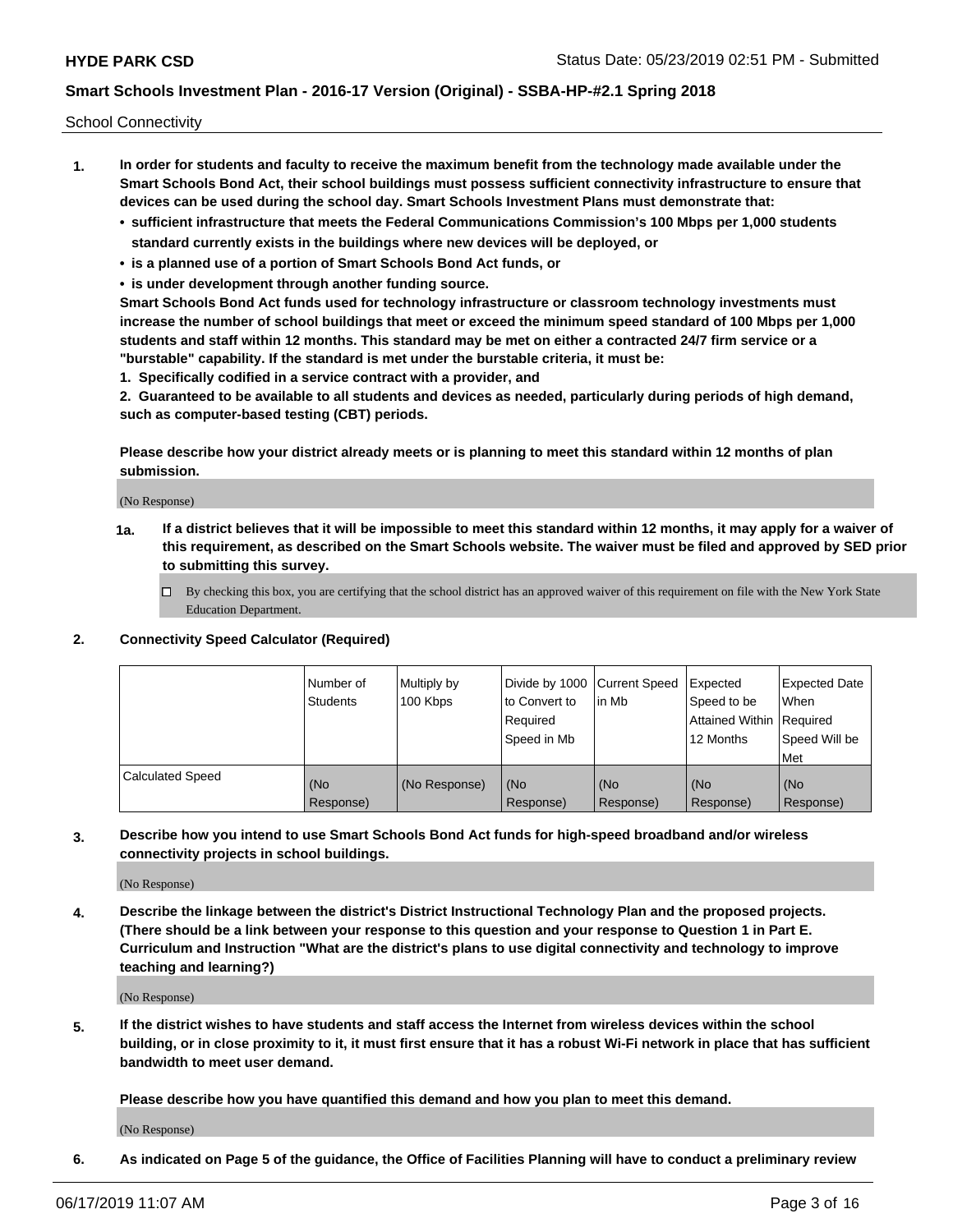School Connectivity

1. **In order for students and faculty to receive the maximum benefit from the technology made available under the Smart Schools Bond Act, their school buildings must possess sufficient connectivity infrastructure to ensure that devices can be used during the school day. Smart Schools Investment Plans must demonstrate that:**
   - **sufficient infrastructure that meets the Federal Communications Commission's 100 Mbps per 1,000 students standard currently exists in the buildings where new devices will be deployed, or**
   - **is a planned use of a portion of Smart Schools Bond Act funds, or**
   - **is under development through another funding source.**

   **Smart Schools Bond Act funds used for technology infrastructure or classroom technology investments must increase the number of school buildings that meet or exceed the minimum speed standard of 100 Mbps per 1,000 students and staff within 12 months. This standard may be met on either a contracted 24/7 firm service or a "burstable" capability. If the standard is met under the burstable criteria, it must be:**

   **1. Specifically codified in a service contract with a provider, and**

   **2. Guaranteed to be available to all students and devices as needed, particularly during periods of high demand, such as computer-based testing (CBT) periods.**

   **Please describe how your district already meets or is planning to meet this standard within 12 months of plan submission.**

   (No Response)

   **1a. If a district believes that it will be impossible to meet this standard within 12 months, it may apply for a waiver of this requirement, as described on the Smart Schools website. The waiver must be filed and approved by SED prior to submitting this survey.**

   ☐ By checking this box, you are certifying that the school district has an approved waiver of this requirement on file with the New York State Education Department.

2. **Connectivity Speed Calculator (Required)**

| | Number of Students | Multiply by 100 Kbps | Divide by 1000 to Convert to Required Speed in Mb | Current Speed in Mb | Expected Speed to be Attained Within 12 Months | Expected Date When Required Speed Will be Met |
|---|---|---|---|---|---|---|
| Calculated Speed | (No Response) | (No Response) | (No Response) | (No Response) | (No Response) | (No Response) |

3. **Describe how you intend to use Smart Schools Bond Act funds for high-speed broadband and/or wireless connectivity projects in school buildings.**

   (No Response)

4. **Describe the linkage between the district's District Instructional Technology Plan and the proposed projects. (There should be a link between your response to this question and your response to Question 1 in Part E. Curriculum and Instruction "What are the district's plans to use digital connectivity and technology to improve teaching and learning?)**

   (No Response)

5. **If the district wishes to have students and staff access the Internet from wireless devices within the school building, or in close proximity to it, it must first ensure that it has a robust Wi-Fi network in place that has sufficient bandwidth to meet user demand.**

   **Please describe how you have quantified this demand and how you plan to meet this demand.**

   (No Response)

6. **As indicated on Page 5 of the guidance, the Office of Facilities Planning will have to conduct a preliminary review**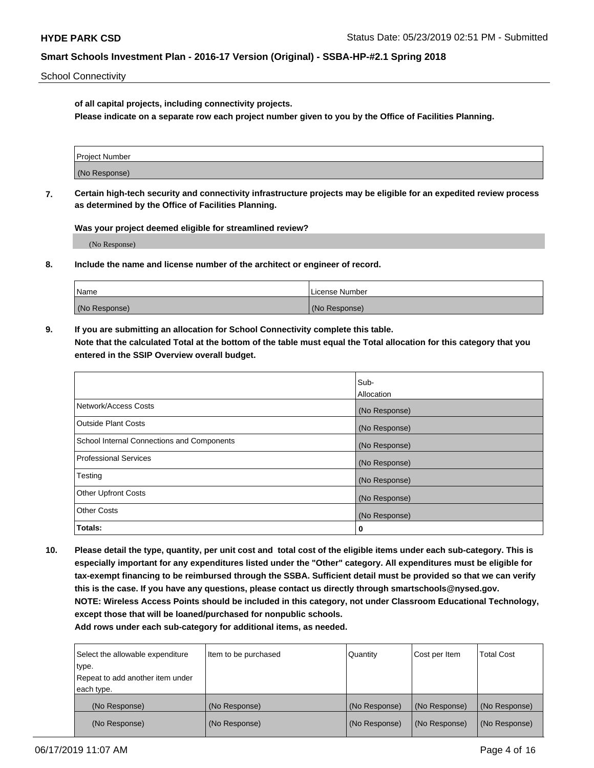**of all capital projects, including connectivity projects.**

**Please indicate on a separate row each project number given to you by the Office of Facilities Planning.**

| Project Number |
| --- |
| (No Response) |

**7. Certain high-tech security and connectivity infrastructure projects may be eligible for an expedited review process as determined by the Office of Facilities Planning.**

**Was your project deemed eligible for streamlined review?**

(No Response)

**8. Include the name and license number of the architect or engineer of record.**

| Name | License Number |
| --- | --- |
| (No Response) | (No Response) |

**9. If you are submitting an allocation for School Connectivity complete this table.**
**Note that the calculated Total at the bottom of the table must equal the Total allocation for this category that you entered in the SSIP Overview overall budget.**

| | Sub-Allocation |
| --- | --- |
| Network/Access Costs | (No Response) |
| Outside Plant Costs | (No Response) |
| School Internal Connections and Components | (No Response) |
| Professional Services | (No Response) |
| Testing | (No Response) |
| Other Upfront Costs | (No Response) |
| Other Costs | (No Response) |
| **Totals:** | 0 |

**10. Please detail the type, quantity, per unit cost and total cost of the eligible items under each sub-category. This is especially important for any expenditures listed under the "Other" category. All expenditures must be eligible for tax-exempt financing to be reimbursed through the SSBA. Sufficient detail must be provided so that we can verify this is the case. If you have any questions, please contact us directly through smartschools@nysed.gov.**
**NOTE: Wireless Access Points should be included in this category, not under Classroom Educational Technology, except those that will be loaned/purchased for nonpublic schools.**
**Add rows under each sub-category for additional items, as needed.**

| Select the allowable expenditure type. Repeat to add another item under each type. | Item to be purchased | Quantity | Cost per Item | Total Cost |
| --- | --- | --- | --- | --- |
| (No Response) | (No Response) | (No Response) | (No Response) | (No Response) |
| (No Response) | (No Response) | (No Response) | (No Response) | (No Response) |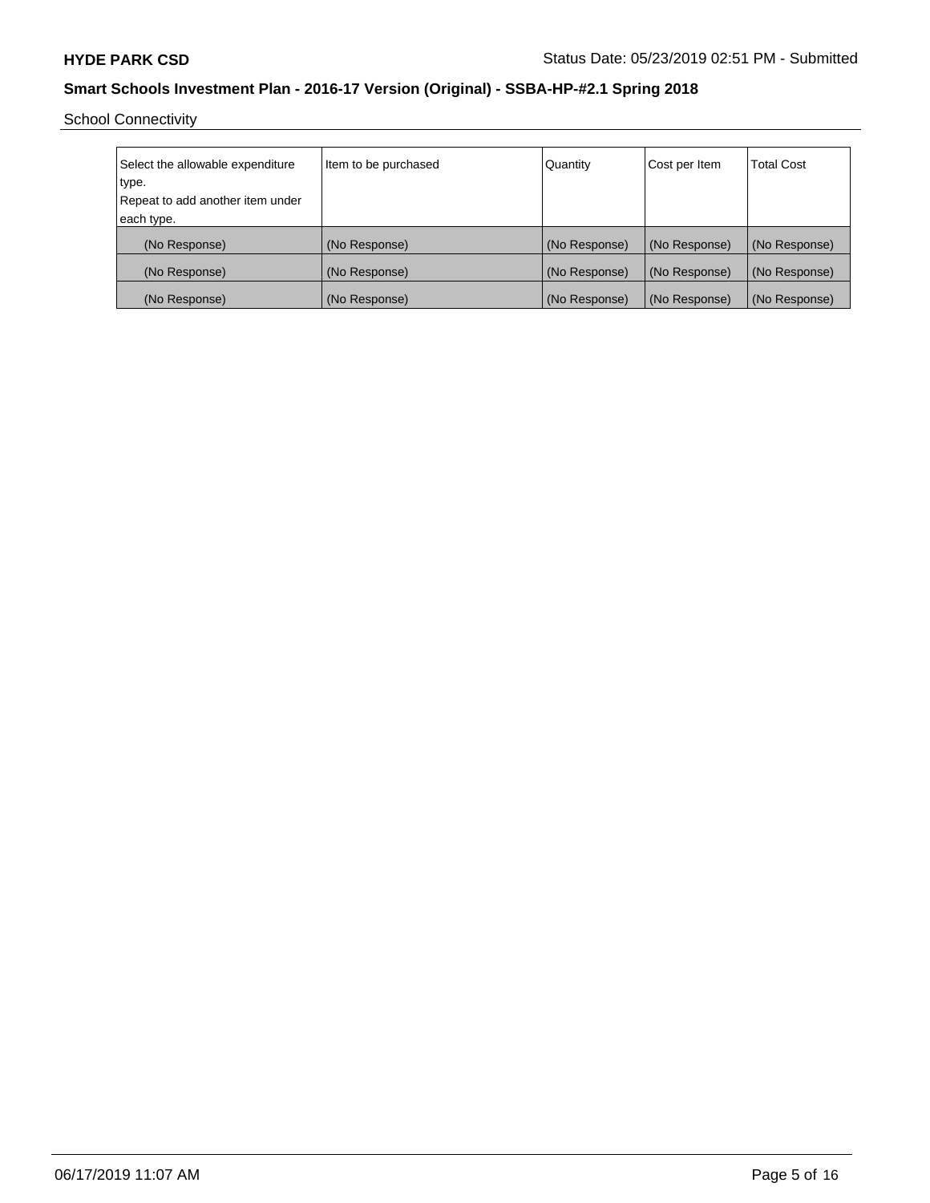School Connectivity

| Select the allowable expenditure type. Repeat to add another item under each type. | Item to be purchased | Quantity | Cost per Item | Total Cost |
|---|---|---|---|---|
| (No Response) | (No Response) | (No Response) | (No Response) | (No Response) |
| (No Response) | (No Response) | (No Response) | (No Response) | (No Response) |
| (No Response) | (No Response) | (No Response) | (No Response) | (No Response) |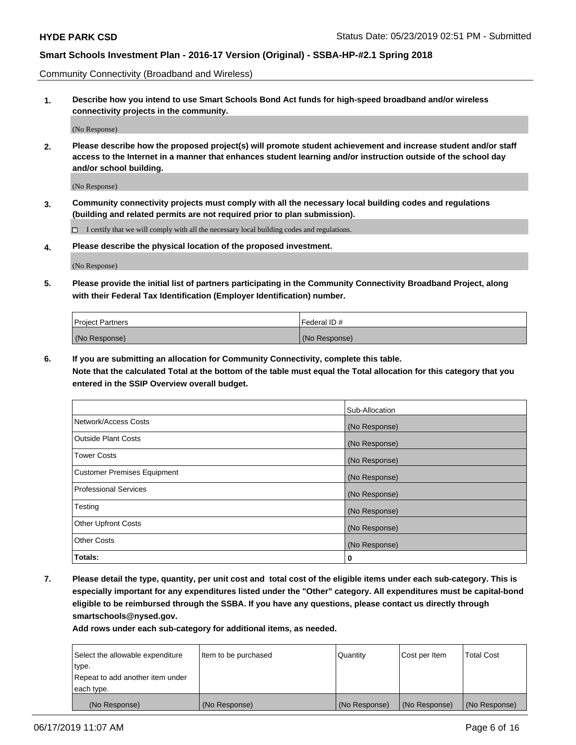Community Connectivity (Broadband and Wireless)

**1. Describe how you intend to use Smart Schools Bond Act funds for high-speed broadband and/or wireless connectivity projects in the community.**

(No Response)

**2. Please describe how the proposed project(s) will promote student achievement and increase student and/or staff access to the Internet in a manner that enhances student learning and/or instruction outside of the school day and/or school building.**

(No Response)

**3. Community connectivity projects must comply with all the necessary local building codes and regulations (building and related permits are not required prior to plan submission).**

☐ I certify that we will comply with all the necessary local building codes and regulations.

**4. Please describe the physical location of the proposed investment.**

(No Response)

**5. Please provide the initial list of partners participating in the Community Connectivity Broadband Project, along with their Federal Tax Identification (Employer Identification) number.**

| Project Partners | Federal ID # |
|---|---|
| (No Response) | (No Response) |

**6. If you are submitting an allocation for Community Connectivity, complete this table. Note that the calculated Total at the bottom of the table must equal the Total allocation for this category that you entered in the SSIP Overview overall budget.**

| | Sub-Allocation |
|---|---|
| Network/Access Costs | (No Response) |
| Outside Plant Costs | (No Response) |
| Tower Costs | (No Response) |
| Customer Premises Equipment | (No Response) |
| Professional Services | (No Response) |
| Testing | (No Response) |
| Other Upfront Costs | (No Response) |
| Other Costs | (No Response) |
| **Totals:** | **0** |

**7. Please detail the type, quantity, per unit cost and total cost of the eligible items under each sub-category. This is especially important for any expenditures listed under the "Other" category. All expenditures must be capital-bond eligible to be reimbursed through the SSBA. If you have any questions, please contact us directly through smartschools@nysed.gov.**

**Add rows under each sub-category for additional items, as needed.**

| Select the allowable expenditure type. Repeat to add another item under each type. | Item to be purchased | Quantity | Cost per Item | Total Cost |
|---|---|---|---|---|
| (No Response) | (No Response) | (No Response) | (No Response) | (No Response) |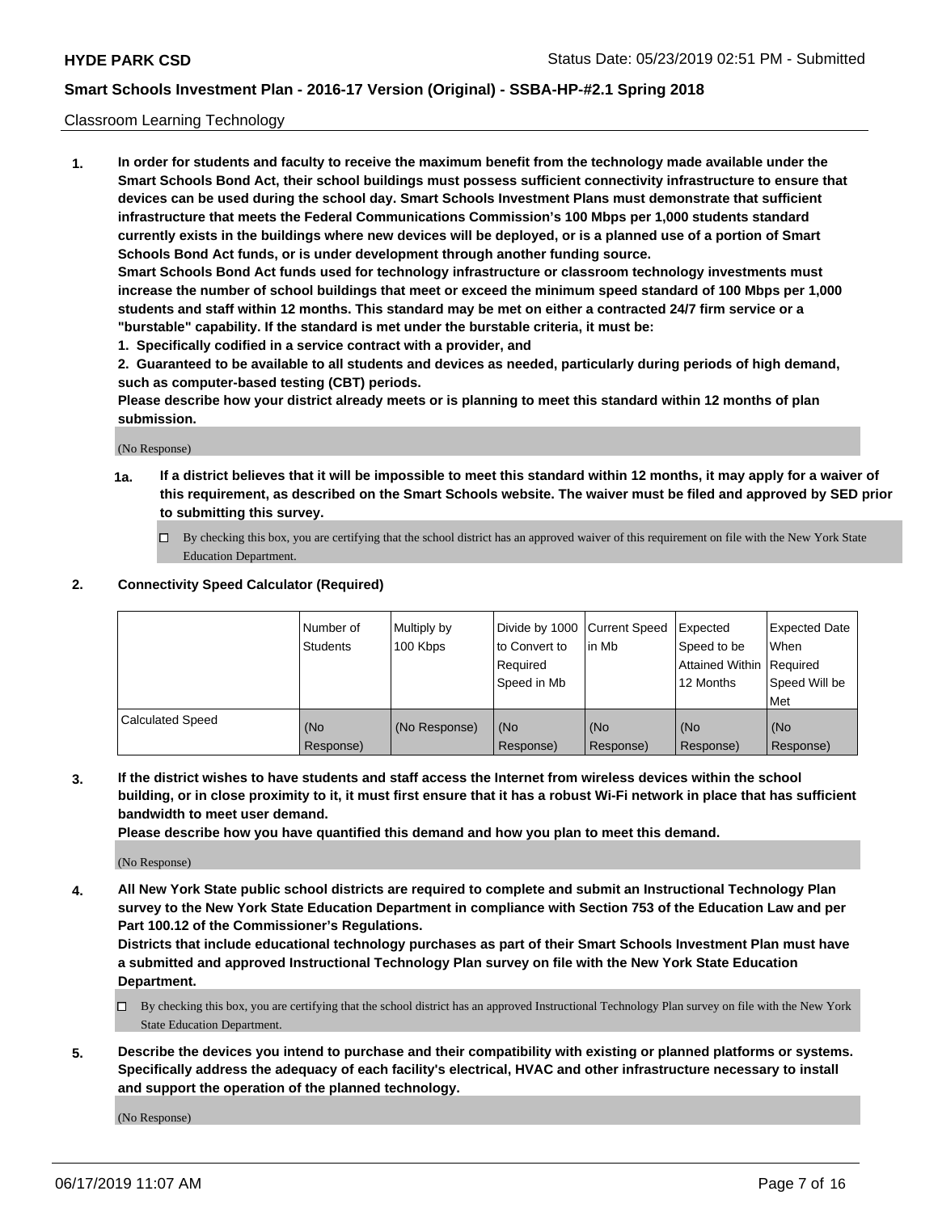Classroom Learning Technology

**1. In order for students and faculty to receive the maximum benefit from the technology made available under the Smart Schools Bond Act, their school buildings must possess sufficient connectivity infrastructure to ensure that devices can be used during the school day. Smart Schools Investment Plans must demonstrate that sufficient infrastructure that meets the Federal Communications Commission's 100 Mbps per 1,000 students standard currently exists in the buildings where new devices will be deployed, or is a planned use of a portion of Smart Schools Bond Act funds, or is under development through another funding source.**

**Smart Schools Bond Act funds used for technology infrastructure or classroom technology investments must increase the number of school buildings that meet or exceed the minimum speed standard of 100 Mbps per 1,000 students and staff within 12 months. This standard may be met on either a contracted 24/7 firm service or a "burstable" capability. If the standard is met under the burstable criteria, it must be:**

**1. Specifically codified in a service contract with a provider, and**

**2. Guaranteed to be available to all students and devices as needed, particularly during periods of high demand, such as computer-based testing (CBT) periods.**

**Please describe how your district already meets or is planning to meet this standard within 12 months of plan submission.**

(No Response)

**1a. If a district believes that it will be impossible to meet this standard within 12 months, it may apply for a waiver of this requirement, as described on the Smart Schools website. The waiver must be filed and approved by SED prior to submitting this survey.**

- ☐ By checking this box, you are certifying that the school district has an approved waiver of this requirement on file with the New York State Education Department.

**2. Connectivity Speed Calculator (Required)**

| | Number of Students | Multiply by 100 Kbps | Divide by 1000 to Convert to Required Speed in Mb | Current Speed in Mb | Expected Speed to be Attained Within 12 Months | Expected Date When Required Speed Will be Met |
|---|---|---|---|---|---|---|
| Calculated Speed | (No Response) | (No Response) | (No Response) | (No Response) | (No Response) | (No Response) |

**3. If the district wishes to have students and staff access the Internet from wireless devices within the school building, or in close proximity to it, it must first ensure that it has a robust Wi-Fi network in place that has sufficient bandwidth to meet user demand.**

**Please describe how you have quantified this demand and how you plan to meet this demand.**

(No Response)

**4. All New York State public school districts are required to complete and submit an Instructional Technology Plan survey to the New York State Education Department in compliance with Section 753 of the Education Law and per Part 100.12 of the Commissioner's Regulations.**

**Districts that include educational technology purchases as part of their Smart Schools Investment Plan must have a submitted and approved Instructional Technology Plan survey on file with the New York State Education Department.**

- ☐ By checking this box, you are certifying that the school district has an approved Instructional Technology Plan survey on file with the New York State Education Department.

**5. Describe the devices you intend to purchase and their compatibility with existing or planned platforms or systems. Specifically address the adequacy of each facility's electrical, HVAC and other infrastructure necessary to install and support the operation of the planned technology.**

(No Response)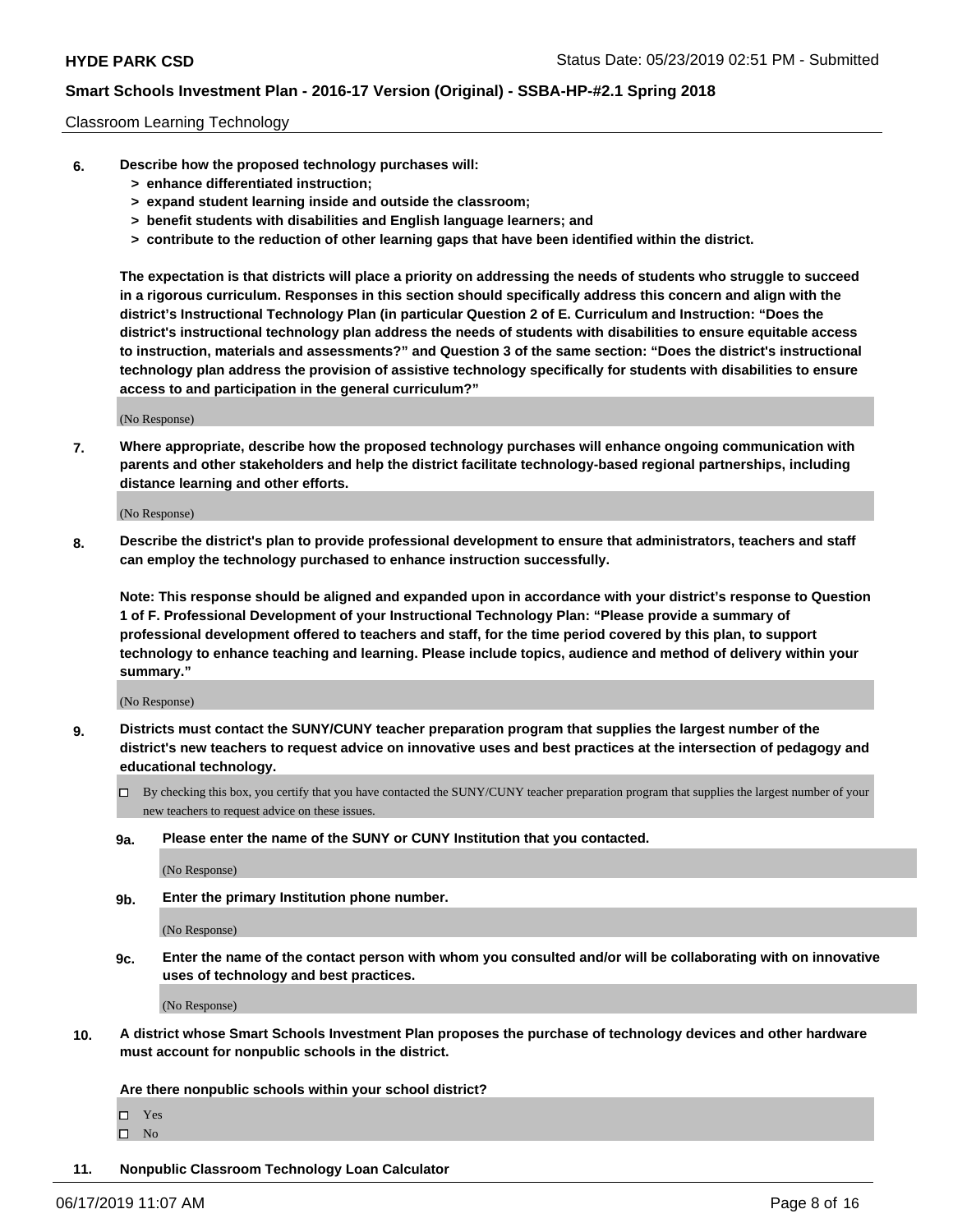Classroom Learning Technology

**6. Describe how the proposed technology purchases will:**
- **> enhance differentiated instruction;**
- **> expand student learning inside and outside the classroom;**
- **> benefit students with disabilities and English language learners; and**
- **> contribute to the reduction of other learning gaps that have been identified within the district.**

**The expectation is that districts will place a priority on addressing the needs of students who struggle to succeed in a rigorous curriculum. Responses in this section should specifically address this concern and align with the district's Instructional Technology Plan (in particular Question 2 of E. Curriculum and Instruction: "Does the district's instructional technology plan address the needs of students with disabilities to ensure equitable access to instruction, materials and assessments?" and Question 3 of the same section: "Does the district's instructional technology plan address the provision of assistive technology specifically for students with disabilities to ensure access to and participation in the general curriculum?"**

(No Response)

**7. Where appropriate, describe how the proposed technology purchases will enhance ongoing communication with parents and other stakeholders and help the district facilitate technology-based regional partnerships, including distance learning and other efforts.**

(No Response)

**8. Describe the district's plan to provide professional development to ensure that administrators, teachers and staff can employ the technology purchased to enhance instruction successfully.**

**Note: This response should be aligned and expanded upon in accordance with your district's response to Question 1 of F. Professional Development of your Instructional Technology Plan: "Please provide a summary of professional development offered to teachers and staff, for the time period covered by this plan, to support technology to enhance teaching and learning. Please include topics, audience and method of delivery within your summary."**

(No Response)

**9. Districts must contact the SUNY/CUNY teacher preparation program that supplies the largest number of the district's new teachers to request advice on innovative uses and best practices at the intersection of pedagogy and educational technology.**

☐ By checking this box, you certify that you have contacted the SUNY/CUNY teacher preparation program that supplies the largest number of your new teachers to request advice on these issues.

**9a. Please enter the name of the SUNY or CUNY Institution that you contacted.**

(No Response)

**9b. Enter the primary Institution phone number.**

(No Response)

**9c. Enter the name of the contact person with whom you consulted and/or will be collaborating with on innovative uses of technology and best practices.**

(No Response)

**10. A district whose Smart Schools Investment Plan proposes the purchase of technology devices and other hardware must account for nonpublic schools in the district.**

**Are there nonpublic schools within your school district?**

☐ Yes
☐ No

**11. Nonpublic Classroom Technology Loan Calculator**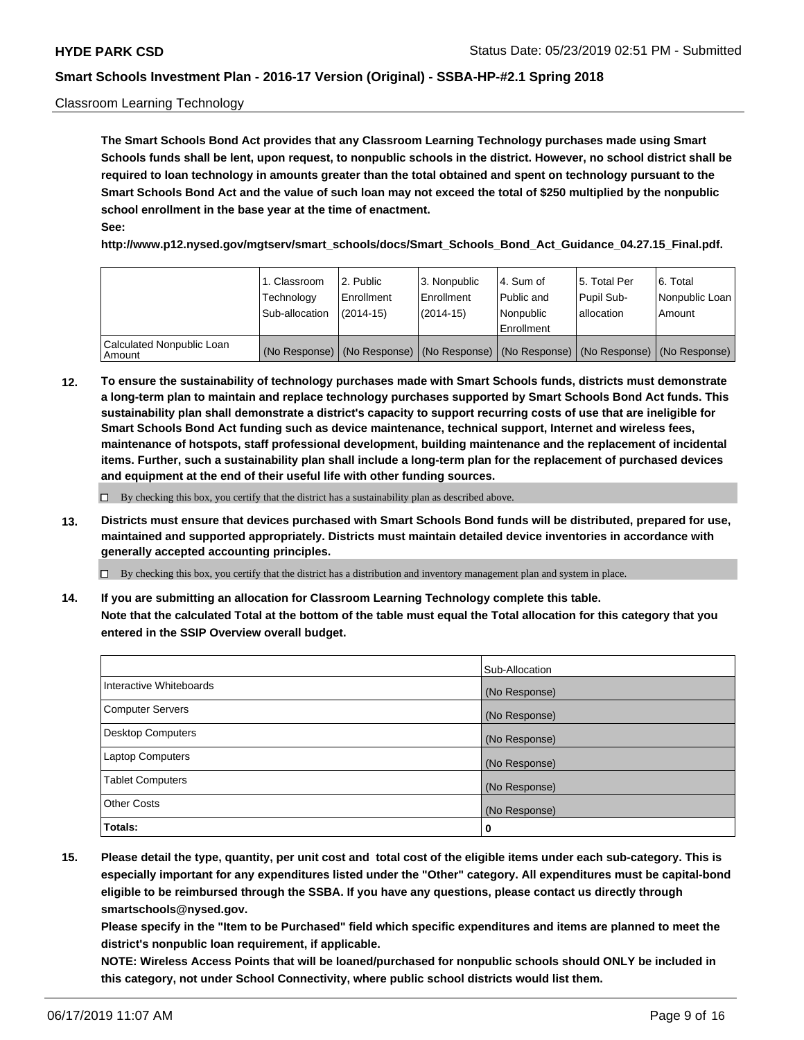Classroom Learning Technology

**The Smart Schools Bond Act provides that any Classroom Learning Technology purchases made using Smart Schools funds shall be lent, upon request, to nonpublic schools in the district. However, no school district shall be required to loan technology in amounts greater than the total obtained and spent on technology pursuant to the Smart Schools Bond Act and the value of such loan may not exceed the total of $250 multiplied by the nonpublic school enrollment in the base year at the time of enactment.**

**See:**

**http://www.p12.nysed.gov/mgtserv/smart_schools/docs/Smart_Schools_Bond_Act_Guidance_04.27.15_Final.pdf.**

| | 1. Classroom Technology Sub-allocation | 2. Public Enrollment (2014-15) | 3. Nonpublic Enrollment (2014-15) | 4. Sum of Public and Nonpublic Enrollment | 5. Total Per Pupil Sub-allocation | 6. Total Nonpublic Loan Amount |
|---|---|---|---|---|---|---|
| Calculated Nonpublic Loan Amount | (No Response) | (No Response) | (No Response) | (No Response) | (No Response) | (No Response) |

**12. To ensure the sustainability of technology purchases made with Smart Schools funds, districts must demonstrate a long-term plan to maintain and replace technology purchases supported by Smart Schools Bond Act funds. This sustainability plan shall demonstrate a district's capacity to support recurring costs of use that are ineligible for Smart Schools Bond Act funding such as device maintenance, technical support, Internet and wireless fees, maintenance of hotspots, staff professional development, building maintenance and the replacement of incidental items. Further, such a sustainability plan shall include a long-term plan for the replacement of purchased devices and equipment at the end of their useful life with other funding sources.**

☐ By checking this box, you certify that the district has a sustainability plan as described above.

**13. Districts must ensure that devices purchased with Smart Schools Bond funds will be distributed, prepared for use, maintained and supported appropriately. Districts must maintain detailed device inventories in accordance with generally accepted accounting principles.**

☐ By checking this box, you certify that the district has a distribution and inventory management plan and system in place.

**14. If you are submitting an allocation for Classroom Learning Technology complete this table. Note that the calculated Total at the bottom of the table must equal the Total allocation for this category that you entered in the SSIP Overview overall budget.**

| | Sub-Allocation |
|---|---|
| Interactive Whiteboards | (No Response) |
| Computer Servers | (No Response) |
| Desktop Computers | (No Response) |
| Laptop Computers | (No Response) |
| Tablet Computers | (No Response) |
| Other Costs | (No Response) |
| **Totals:** | **0** |

**15. Please detail the type, quantity, per unit cost and total cost of the eligible items under each sub-category. This is especially important for any expenditures listed under the "Other" category. All expenditures must be capital-bond eligible to be reimbursed through the SSBA. If you have any questions, please contact us directly through smartschools@nysed.gov.**

**Please specify in the "Item to be Purchased" field which specific expenditures and items are planned to meet the district's nonpublic loan requirement, if applicable.**

**NOTE: Wireless Access Points that will be loaned/purchased for nonpublic schools should ONLY be included in this category, not under School Connectivity, where public school districts would list them.**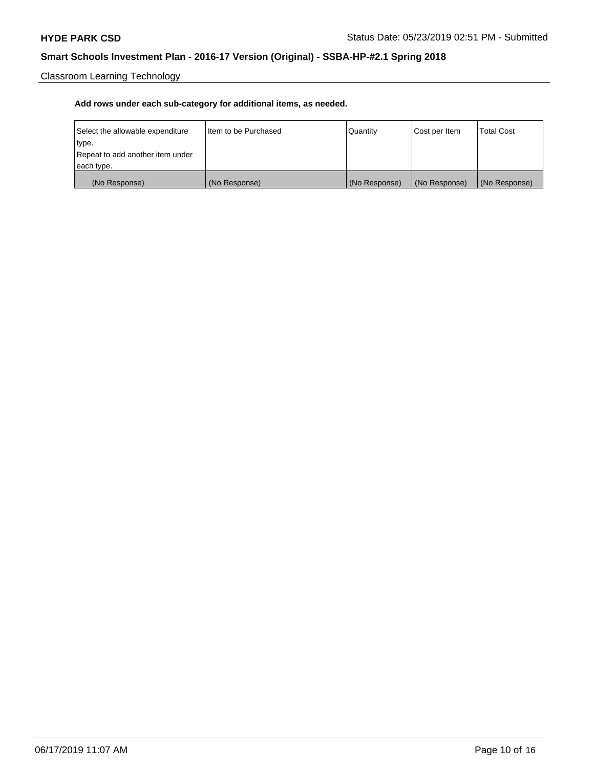Classroom Learning Technology

**Add rows under each sub-category for additional items, as needed.**

| Select the allowable expenditure type. Repeat to add another item under each type. | Item to be Purchased | Quantity | Cost per Item | Total Cost |
|---|---|---|---|---|
| (No Response) | (No Response) | (No Response) | (No Response) | (No Response) |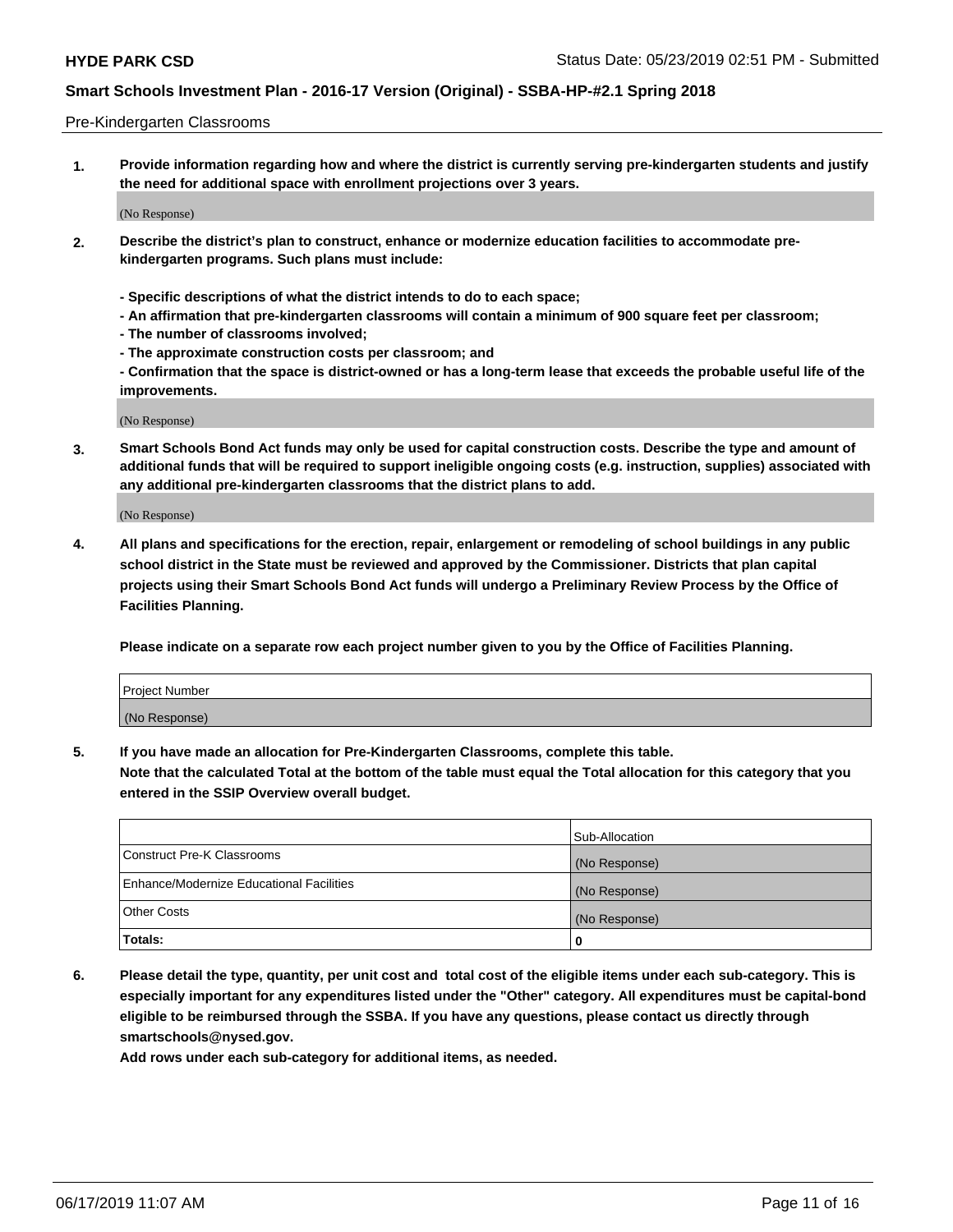Pre-Kindergarten Classrooms

**1. Provide information regarding how and where the district is currently serving pre-kindergarten students and justify the need for additional space with enrollment projections over 3 years.**

(No Response)

**2. Describe the district's plan to construct, enhance or modernize education facilities to accommodate pre-kindergarten programs. Such plans must include:**

**- Specific descriptions of what the district intends to do to each space;**
**- An affirmation that pre-kindergarten classrooms will contain a minimum of 900 square feet per classroom;**
**- The number of classrooms involved;**
**- The approximate construction costs per classroom; and**
**- Confirmation that the space is district-owned or has a long-term lease that exceeds the probable useful life of the improvements.**

(No Response)

**3. Smart Schools Bond Act funds may only be used for capital construction costs. Describe the type and amount of additional funds that will be required to support ineligible ongoing costs (e.g. instruction, supplies) associated with any additional pre-kindergarten classrooms that the district plans to add.**

(No Response)

**4. All plans and specifications for the erection, repair, enlargement or remodeling of school buildings in any public school district in the State must be reviewed and approved by the Commissioner. Districts that plan capital projects using their Smart Schools Bond Act funds will undergo a Preliminary Review Process by the Office of Facilities Planning.**

**Please indicate on a separate row each project number given to you by the Office of Facilities Planning.**

| Project Number |
|---|
| (No Response) |

**5. If you have made an allocation for Pre-Kindergarten Classrooms, complete this table.**
**Note that the calculated Total at the bottom of the table must equal the Total allocation for this category that you entered in the SSIP Overview overall budget.**

| | Sub-Allocation |
|---|---|
| Construct Pre-K Classrooms | (No Response) |
| Enhance/Modernize Educational Facilities | (No Response) |
| Other Costs | (No Response) |
| **Totals:** | **0** |

**6. Please detail the type, quantity, per unit cost and total cost of the eligible items under each sub-category. This is especially important for any expenditures listed under the "Other" category. All expenditures must be capital-bond eligible to be reimbursed through the SSBA. If you have any questions, please contact us directly through smartschools@nysed.gov.**
**Add rows under each sub-category for additional items, as needed.**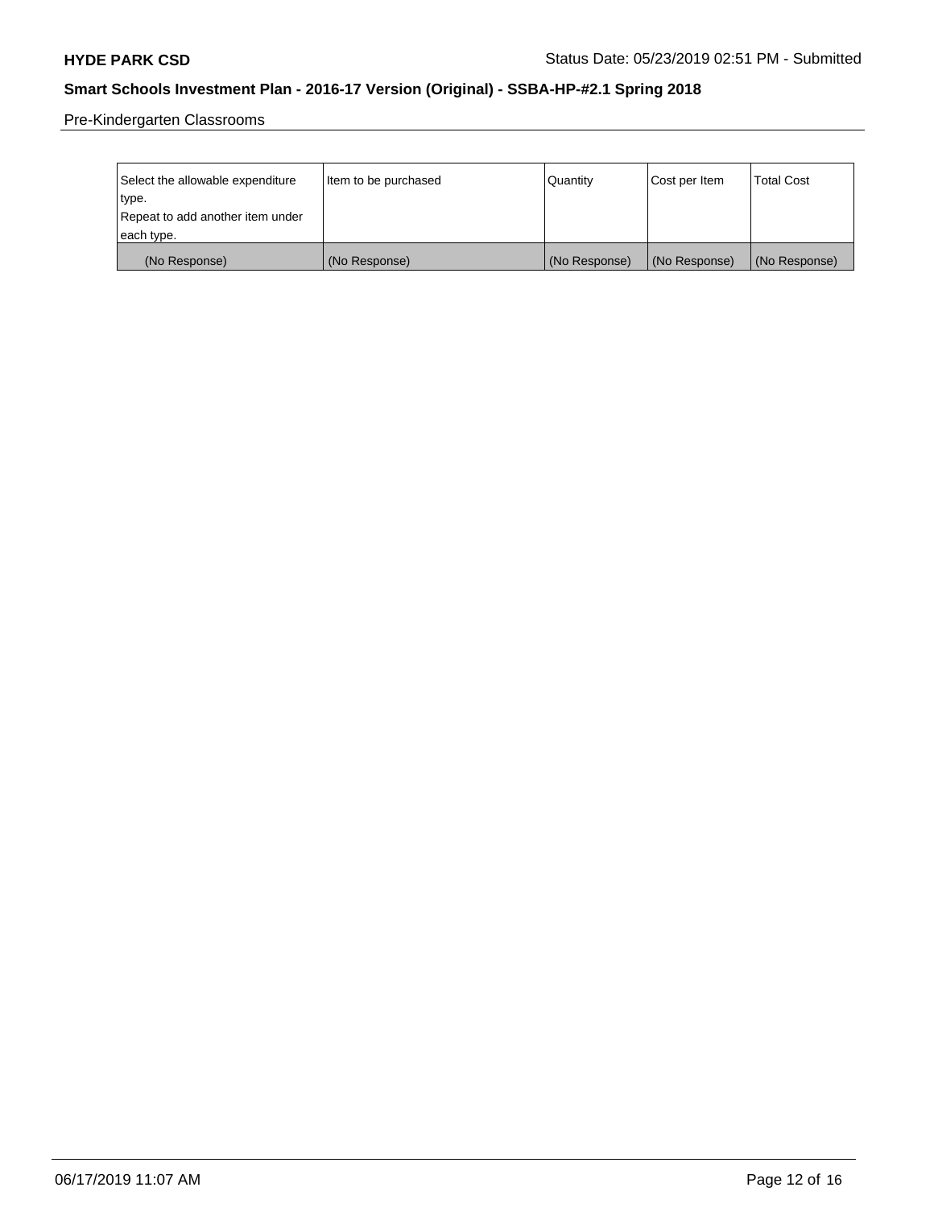Pre-Kindergarten Classrooms

| Select the allowable expenditure type. Repeat to add another item under each type. | Item to be purchased | Quantity | Cost per Item | Total Cost |
| --- | --- | --- | --- | --- |
| (No Response) | (No Response) | (No Response) | (No Response) | (No Response) |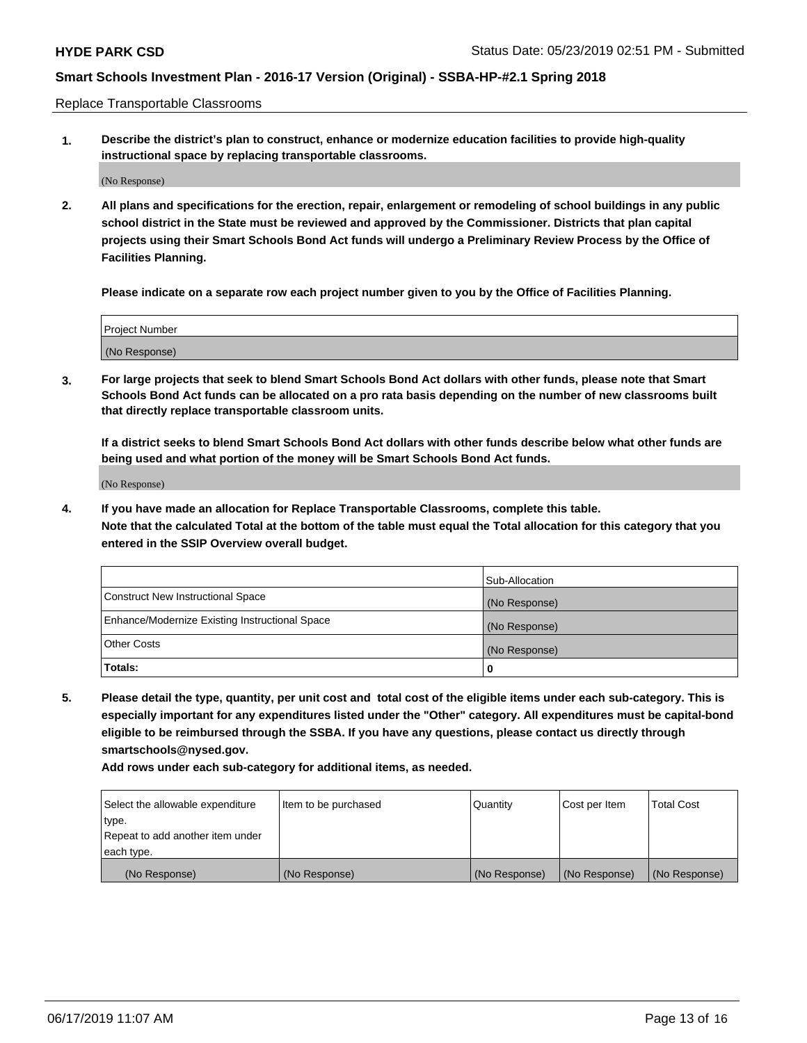Replace Transportable Classrooms

1. **Describe the district's plan to construct, enhance or modernize education facilities to provide high-quality instructional space by replacing transportable classrooms.**

(No Response)

2. **All plans and specifications for the erection, repair, enlargement or remodeling of school buildings in any public school district in the State must be reviewed and approved by the Commissioner. Districts that plan capital projects using their Smart Schools Bond Act funds will undergo a Preliminary Review Process by the Office of Facilities Planning.**

**Please indicate on a separate row each project number given to you by the Office of Facilities Planning.**

| Project Number |
| --- |
| (No Response) |

3. **For large projects that seek to blend Smart Schools Bond Act dollars with other funds, please note that Smart Schools Bond Act funds can be allocated on a pro rata basis depending on the number of new classrooms built that directly replace transportable classroom units.**

**If a district seeks to blend Smart Schools Bond Act dollars with other funds describe below what other funds are being used and what portion of the money will be Smart Schools Bond Act funds.**

(No Response)

4. **If you have made an allocation for Replace Transportable Classrooms, complete this table.**
**Note that the calculated Total at the bottom of the table must equal the Total allocation for this category that you entered in the SSIP Overview overall budget.**

| | Sub-Allocation |
| --- | --- |
| Construct New Instructional Space | (No Response) |
| Enhance/Modernize Existing Instructional Space | (No Response) |
| Other Costs | (No Response) |
| **Totals:** | **0** |

5. **Please detail the type, quantity, per unit cost and total cost of the eligible items under each sub-category. This is especially important for any expenditures listed under the "Other" category. All expenditures must be capital-bond eligible to be reimbursed through the SSBA. If you have any questions, please contact us directly through smartschools@nysed.gov.**

**Add rows under each sub-category for additional items, as needed.**

| Select the allowable expenditure type. Repeat to add another item under each type. | Item to be purchased | Quantity | Cost per Item | Total Cost |
| --- | --- | --- | --- | --- |
| (No Response) | (No Response) | (No Response) | (No Response) | (No Response) |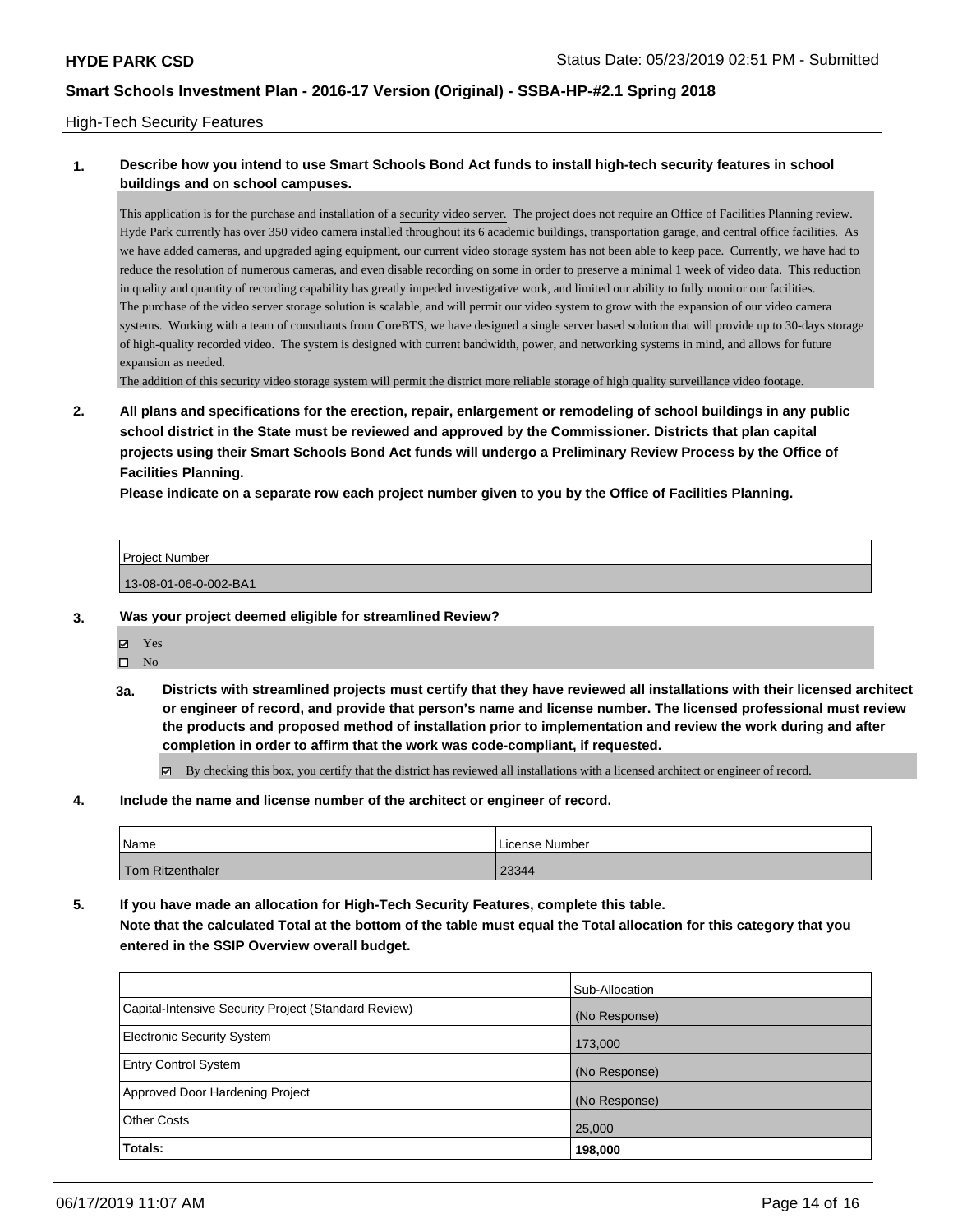High-Tech Security Features

**1. Describe how you intend to use Smart Schools Bond Act funds to install high-tech security features in school buildings and on school campuses.**

This application is for the purchase and installation of a security video server. The project does not require an Office of Facilities Planning review. Hyde Park currently has over 350 video camera installed throughout its 6 academic buildings, transportation garage, and central office facilities. As we have added cameras, and upgraded aging equipment, our current video storage system has not been able to keep pace. Currently, we have had to reduce the resolution of numerous cameras, and even disable recording on some in order to preserve a minimal 1 week of video data. This reduction in quality and quantity of recording capability has greatly impeded investigative work, and limited our ability to fully monitor our facilities.
The purchase of the video server storage solution is scalable, and will permit our video system to grow with the expansion of our video camera systems. Working with a team of consultants from CoreBTS, we have designed a single server based solution that will provide up to 30-days storage of high-quality recorded video. The system is designed with current bandwidth, power, and networking systems in mind, and allows for future expansion as needed.
The addition of this security video storage system will permit the district more reliable storage of high quality surveillance video footage.

**2. All plans and specifications for the erection, repair, enlargement or remodeling of school buildings in any public school district in the State must be reviewed and approved by the Commissioner. Districts that plan capital projects using their Smart Schools Bond Act funds will undergo a Preliminary Review Process by the Office of Facilities Planning.**

**Please indicate on a separate row each project number given to you by the Office of Facilities Planning.**

| Project Number |
|---|
| 13-08-01-06-0-002-BA1 |

**3. Was your project deemed eligible for streamlined Review?**

☑ Yes
☐ No

**3a. Districts with streamlined projects must certify that they have reviewed all installations with their licensed architect or engineer of record, and provide that person's name and license number. The licensed professional must review the products and proposed method of installation prior to implementation and review the work during and after completion in order to affirm that the work was code-compliant, if requested.**

☑ By checking this box, you certify that the district has reviewed all installations with a licensed architect or engineer of record.

**4. Include the name and license number of the architect or engineer of record.**

| Name | License Number |
|---|---|
| Tom Ritzenthaler | 23344 |

**5. If you have made an allocation for High-Tech Security Features, complete this table.**
**Note that the calculated Total at the bottom of the table must equal the Total allocation for this category that you entered in the SSIP Overview overall budget.**

| | Sub-Allocation |
|---|---|
| Capital-Intensive Security Project (Standard Review) | (No Response) |
| Electronic Security System | 173,000 |
| Entry Control System | (No Response) |
| Approved Door Hardening Project | (No Response) |
| Other Costs | 25,000 |
| **Totals:** | **198,000** |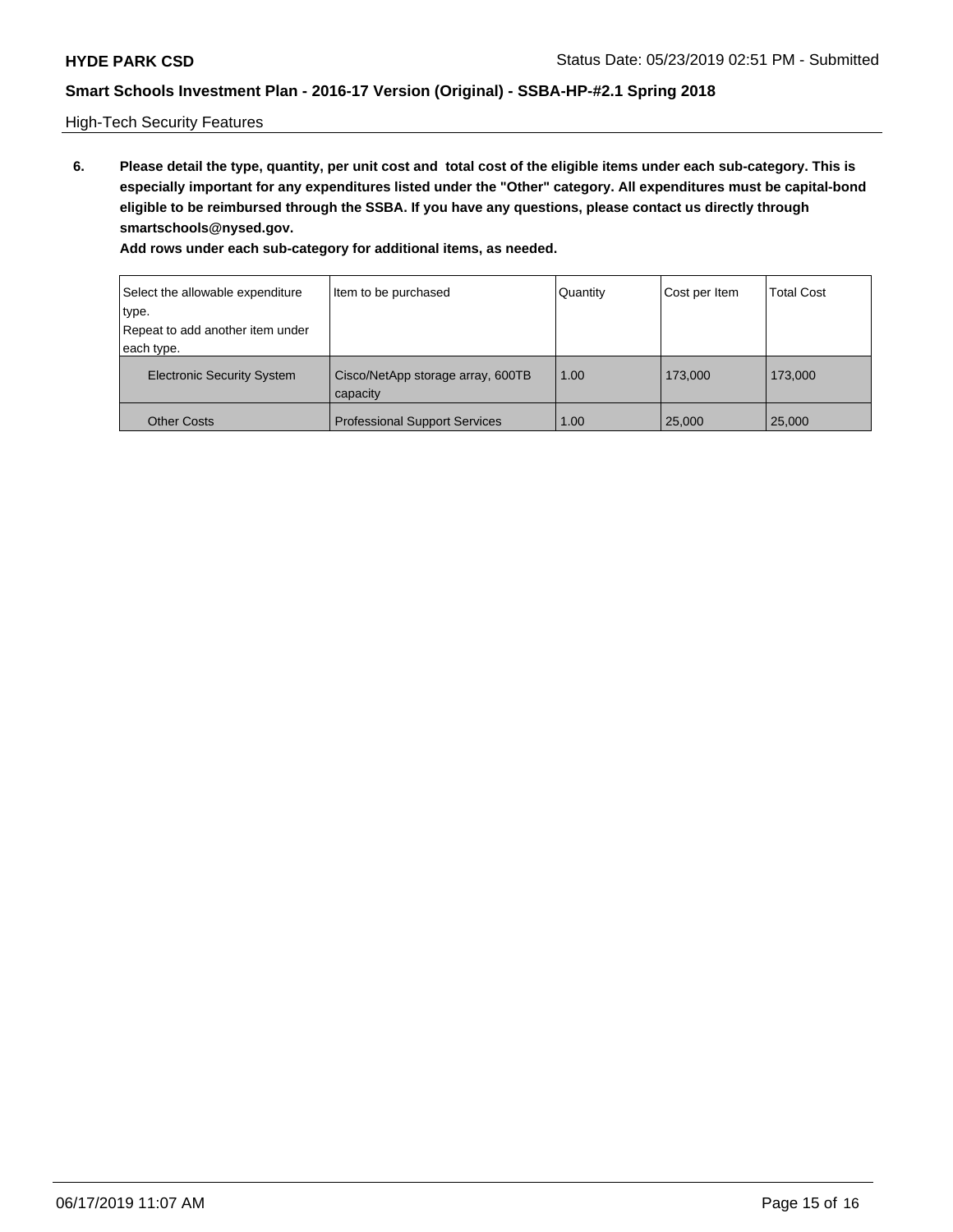High-Tech Security Features

**6. Please detail the type, quantity, per unit cost and total cost of the eligible items under each sub-category. This is especially important for any expenditures listed under the "Other" category. All expenditures must be capital-bond eligible to be reimbursed through the SSBA. If you have any questions, please contact us directly through smartschools@nysed.gov.**

**Add rows under each sub-category for additional items, as needed.**

| Select the allowable expenditure type. Repeat to add another item under each type. | Item to be purchased | Quantity | Cost per Item | Total Cost |
|---|---|---|---|---|
| Electronic Security System | Cisco/NetApp storage array, 600TB capacity | 1.00 | 173,000 | 173,000 |
| Other Costs | Professional Support Services | 1.00 | 25,000 | 25,000 |